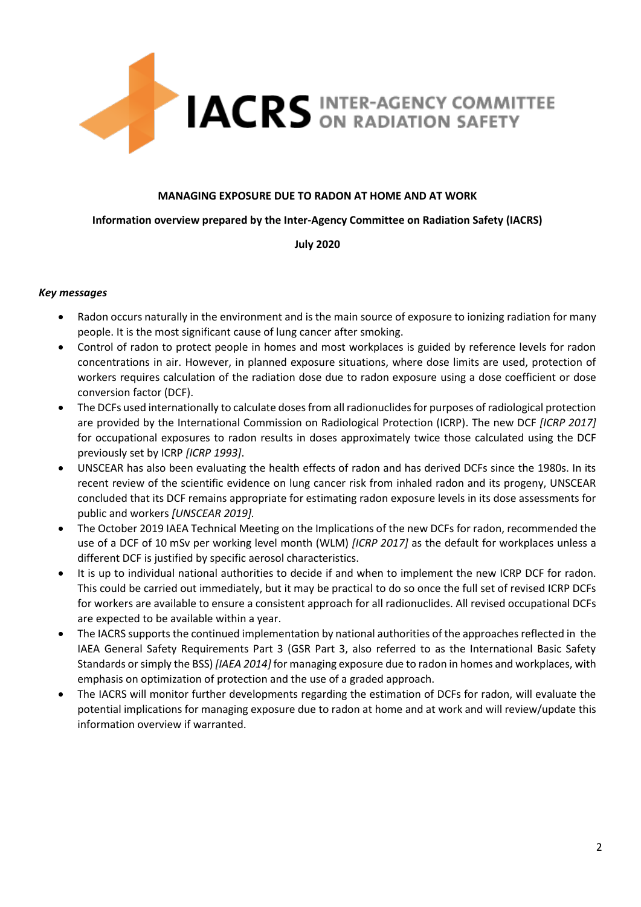IACRS INTER-AGENCY COMMITTEE ON RADIATION SAFETY

**MANAGING EXPOSURE DUE TO RADON AT HOME AND AT WORK**

**Information overview prepared by the Inter-Agency Committee on Radiation Safety (IACRS)**

**July 2020**

***Key messages***

- Radon occurs naturally in the environment and is the main source of exposure to ionizing radiation for many people. It is the most significant cause of lung cancer after smoking.
- Control of radon to protect people in homes and most workplaces is guided by reference levels for radon concentrations in air. However, in planned exposure situations, where dose limits are used, protection of workers requires calculation of the radiation dose due to radon exposure using a dose coefficient or dose conversion factor (DCF).
- The DCFs used internationally to calculate doses from all radionuclides for purposes of radiological protection are provided by the International Commission on Radiological Protection (ICRP). The new DCF *[ICRP 2017]* for occupational exposures to radon results in doses approximately twice those calculated using the DCF previously set by ICRP *[ICRP 1993]*.
- UNSCEAR has also been evaluating the health effects of radon and has derived DCFs since the 1980s. In its recent review of the scientific evidence on lung cancer risk from inhaled radon and its progeny, UNSCEAR concluded that its DCF remains appropriate for estimating radon exposure levels in its dose assessments for public and workers *[UNSCEAR 2019]*.
- The October 2019 IAEA Technical Meeting on the Implications of the new DCFs for radon, recommended the use of a DCF of 10 mSv per working level month (WLM) *[ICRP 2017]* as the default for workplaces unless a different DCF is justified by specific aerosol characteristics.
- It is up to individual national authorities to decide if and when to implement the new ICRP DCF for radon. This could be carried out immediately, but it may be practical to do so once the full set of revised ICRP DCFs for workers are available to ensure a consistent approach for all radionuclides. All revised occupational DCFs are expected to be available within a year.
- The IACRS supports the continued implementation by national authorities of the approaches reflected in the IAEA General Safety Requirements Part 3 (GSR Part 3, also referred to as the International Basic Safety Standards or simply the BSS) *[IAEA 2014]* for managing exposure due to radon in homes and workplaces, with emphasis on optimization of protection and the use of a graded approach.
- The IACRS will monitor further developments regarding the estimation of DCFs for radon, will evaluate the potential implications for managing exposure due to radon at home and at work and will review/update this information overview if warranted.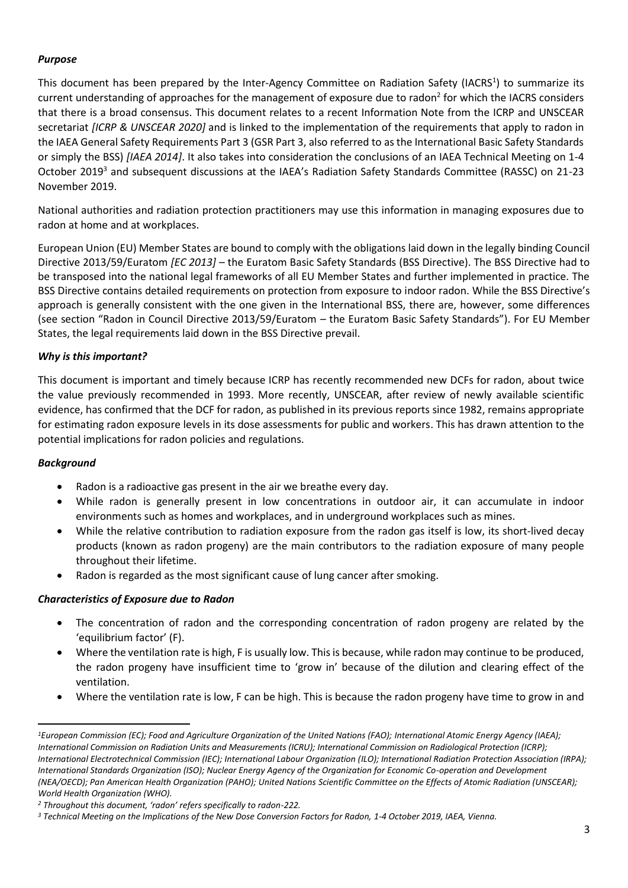### *Purpose*

This document has been prepared by the Inter-Agency Committee on Radiation Safety (IACRS[1]) to summarize its current understanding of approaches for the management of exposure due to radon[2] for which the IACRS considers that there is a broad consensus. This document relates to a recent Information Note from the ICRP and UNSCEAR secretariat *[ICRP & UNSCEAR 2020]* and is linked to the implementation of the requirements that apply to radon in the IAEA General Safety Requirements Part 3 (GSR Part 3, also referred to as the International Basic Safety Standards or simply the BSS) *[IAEA 2014]*. It also takes into consideration the conclusions of an IAEA Technical Meeting on 1-4 October 2019[3] and subsequent discussions at the IAEA's Radiation Safety Standards Committee (RASSC) on 21-23 November 2019.

National authorities and radiation protection practitioners may use this information in managing exposures due to radon at home and at workplaces.

European Union (EU) Member States are bound to comply with the obligations laid down in the legally binding Council Directive 2013/59/Euratom *[EC 2013]* – the Euratom Basic Safety Standards (BSS Directive). The BSS Directive had to be transposed into the national legal frameworks of all EU Member States and further implemented in practice. The BSS Directive contains detailed requirements on protection from exposure to indoor radon. While the BSS Directive's approach is generally consistent with the one given in the International BSS, there are, however, some differences (see section "Radon in Council Directive 2013/59/Euratom – the Euratom Basic Safety Standards"). For EU Member States, the legal requirements laid down in the BSS Directive prevail.

### *Why is this important?*

This document is important and timely because ICRP has recently recommended new DCFs for radon, about twice the value previously recommended in 1993. More recently, UNSCEAR, after review of newly available scientific evidence, has confirmed that the DCF for radon, as published in its previous reports since 1982, remains appropriate for estimating radon exposure levels in its dose assessments for public and workers. This has drawn attention to the potential implications for radon policies and regulations.

### *Background*

- Radon is a radioactive gas present in the air we breathe every day.
- While radon is generally present in low concentrations in outdoor air, it can accumulate in indoor environments such as homes and workplaces, and in underground workplaces such as mines.
- While the relative contribution to radiation exposure from the radon gas itself is low, its short-lived decay products (known as radon progeny) are the main contributors to the radiation exposure of many people throughout their lifetime.
- Radon is regarded as the most significant cause of lung cancer after smoking.

### *Characteristics of Exposure due to Radon*

- The concentration of radon and the corresponding concentration of radon progeny are related by the 'equilibrium factor' (F).
- Where the ventilation rate is high, F is usually low. This is because, while radon may continue to be produced, the radon progeny have insufficient time to 'grow in' because of the dilution and clearing effect of the ventilation.
- Where the ventilation rate is low, F can be high. This is because the radon progeny have time to grow in and

---

*[1] European Commission (EC); Food and Agriculture Organization of the United Nations (FAO); International Atomic Energy Agency (IAEA); International Commission on Radiation Units and Measurements (ICRU); International Commission on Radiological Protection (ICRP); International Electrotechnical Commission (IEC); International Labour Organization (ILO); International Radiation Protection Association (IRPA); International Standards Organization (ISO); Nuclear Energy Agency of the Organization for Economic Co-operation and Development (NEA/OECD); Pan American Health Organization (PAHO); United Nations Scientific Committee on the Effects of Atomic Radiation (UNSCEAR); World Health Organization (WHO).*

*[2] Throughout this document, 'radon' refers specifically to radon-222.*

*[3] Technical Meeting on the Implications of the New Dose Conversion Factors for Radon, 1-4 October 2019, IAEA, Vienna.*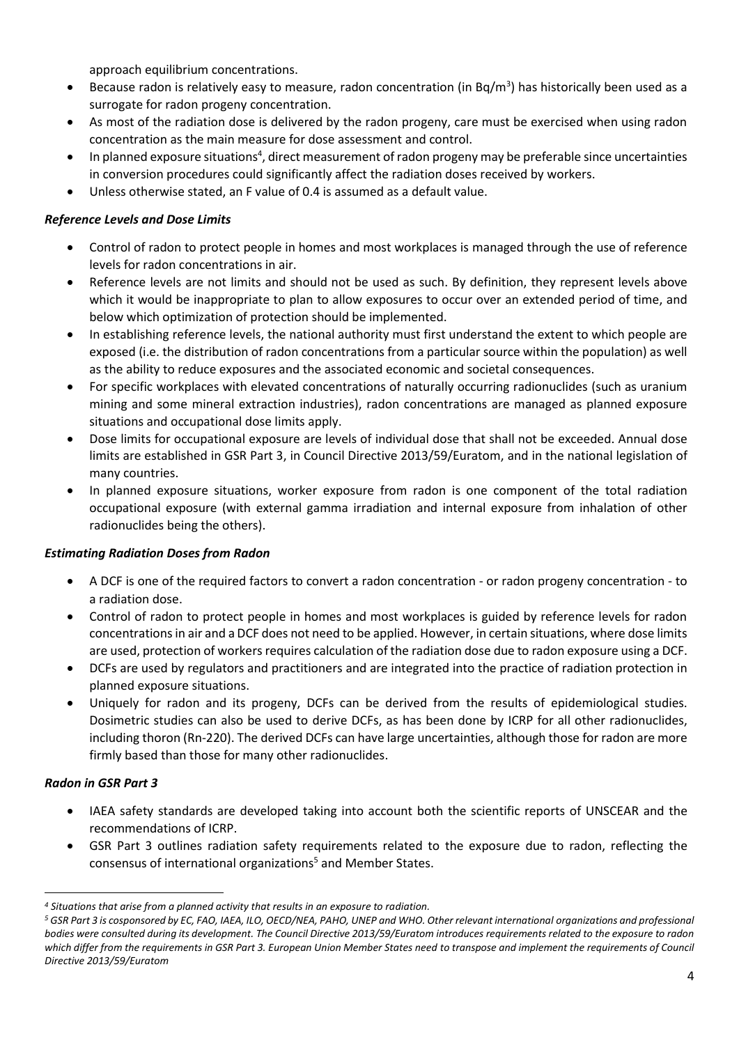approach equilibrium concentrations.

- Because radon is relatively easy to measure, radon concentration (in $Bq/m^3$) has historically been used as a surrogate for radon progeny concentration.
- As most of the radiation dose is delivered by the radon progeny, care must be exercised when using radon concentration as the main measure for dose assessment and control.
- In planned exposure situations[4], direct measurement of radon progeny may be preferable since uncertainties in conversion procedures could significantly affect the radiation doses received by workers.
- Unless otherwise stated, an F value of 0.4 is assumed as a default value.

***Reference Levels and Dose Limits***

- Control of radon to protect people in homes and most workplaces is managed through the use of reference levels for radon concentrations in air.
- Reference levels are not limits and should not be used as such. By definition, they represent levels above which it would be inappropriate to plan to allow exposures to occur over an extended period of time, and below which optimization of protection should be implemented.
- In establishing reference levels, the national authority must first understand the extent to which people are exposed (i.e. the distribution of radon concentrations from a particular source within the population) as well as the ability to reduce exposures and the associated economic and societal consequences.
- For specific workplaces with elevated concentrations of naturally occurring radionuclides (such as uranium mining and some mineral extraction industries), radon concentrations are managed as planned exposure situations and occupational dose limits apply.
- Dose limits for occupational exposure are levels of individual dose that shall not be exceeded. Annual dose limits are established in GSR Part 3, in Council Directive 2013/59/Euratom, and in the national legislation of many countries.
- In planned exposure situations, worker exposure from radon is one component of the total radiation occupational exposure (with external gamma irradiation and internal exposure from inhalation of other radionuclides being the others).

***Estimating Radiation Doses from Radon***

- A DCF is one of the required factors to convert a radon concentration - or radon progeny concentration - to a radiation dose.
- Control of radon to protect people in homes and most workplaces is guided by reference levels for radon concentrations in air and a DCF does not need to be applied. However, in certain situations, where dose limits are used, protection of workers requires calculation of the radiation dose due to radon exposure using a DCF.
- DCFs are used by regulators and practitioners and are integrated into the practice of radiation protection in planned exposure situations.
- Uniquely for radon and its progeny, DCFs can be derived from the results of epidemiological studies. Dosimetric studies can also be used to derive DCFs, as has been done by ICRP for all other radionuclides, including thoron (Rn-220). The derived DCFs can have large uncertainties, although those for radon are more firmly based than those for many other radionuclides.

***Radon in GSR Part 3***

- IAEA safety standards are developed taking into account both the scientific reports of UNSCEAR and the recommendations of ICRP.
- GSR Part 3 outlines radiation safety requirements related to the exposure due to radon, reflecting the consensus of international organizations[5] and Member States.

*[4] Situations that arise from a planned activity that results in an exposure to radiation.*

*[5] GSR Part 3 is cosponsored by EC, FAO, IAEA, ILO, OECD/NEA, PAHO, UNEP and WHO. Other relevant international organizations and professional bodies were consulted during its development. The Council Directive 2013/59/Euratom introduces requirements related to the exposure to radon which differ from the requirements in GSR Part 3. European Union Member States need to transpose and implement the requirements of Council Directive 2013/59/Euratom*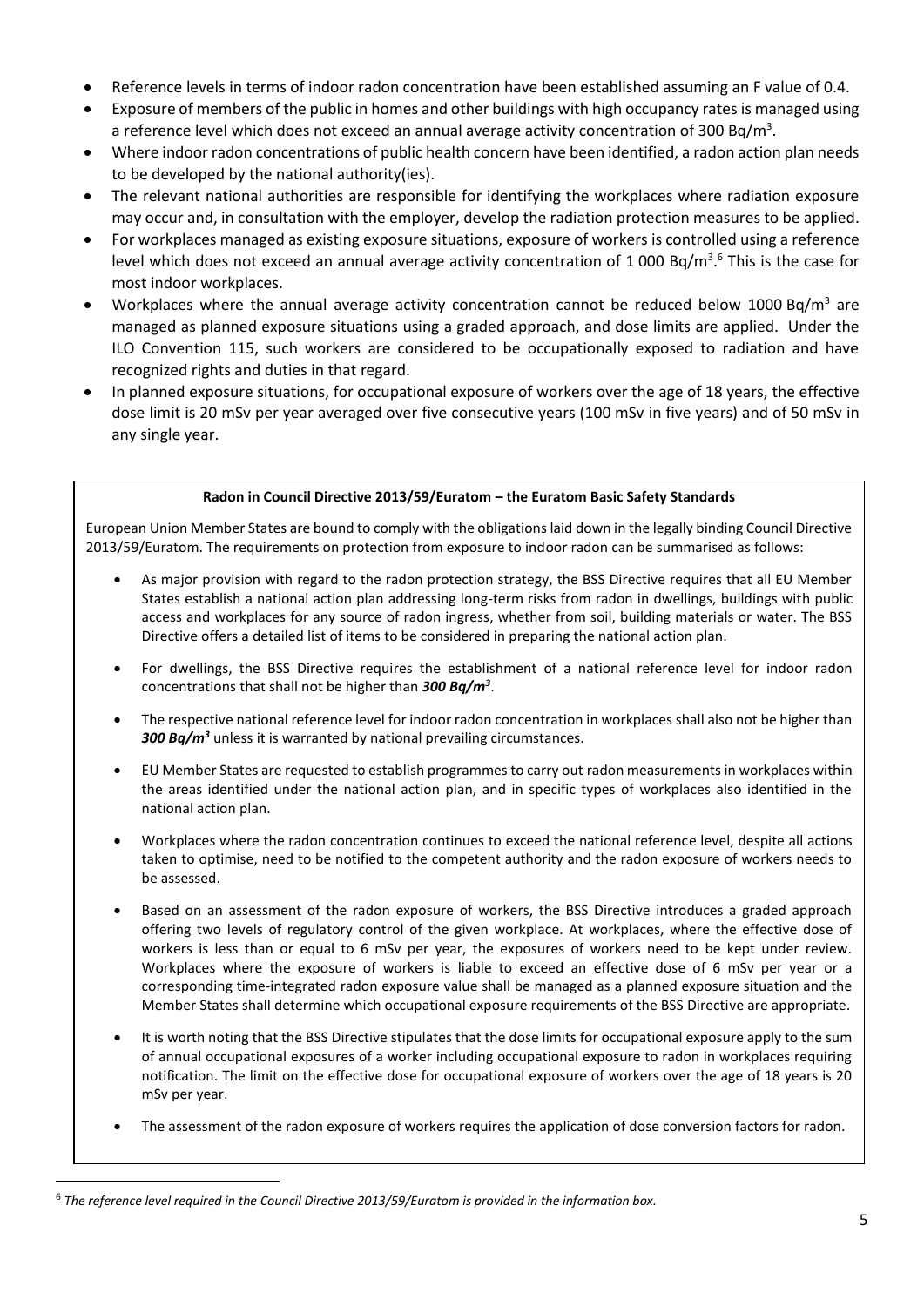- Reference levels in terms of indoor radon concentration have been established assuming an F value of 0.4.
- Exposure of members of the public in homes and other buildings with high occupancy rates is managed using a reference level which does not exceed an annual average activity concentration of 300 Bq/m$^3$.
- Where indoor radon concentrations of public health concern have been identified, a radon action plan needs to be developed by the national authority(ies).
- The relevant national authorities are responsible for identifying the workplaces where radiation exposure may occur and, in consultation with the employer, develop the radiation protection measures to be applied.
- For workplaces managed as existing exposure situations, exposure of workers is controlled using a reference level which does not exceed an annual average activity concentration of 1 000 Bq/m$^3$.[6] This is the case for most indoor workplaces.
- Workplaces where the annual average activity concentration cannot be reduced below 1000 Bq/m$^3$ are managed as planned exposure situations using a graded approach, and dose limits are applied. Under the ILO Convention 115, such workers are considered to be occupationally exposed to radiation and have recognized rights and duties in that regard.
- In planned exposure situations, for occupational exposure of workers over the age of 18 years, the effective dose limit is 20 mSv per year averaged over five consecutive years (100 mSv in five years) and of 50 mSv in any single year.

**Radon in Council Directive 2013/59/Euratom – the Euratom Basic Safety Standards**

European Union Member States are bound to comply with the obligations laid down in the legally binding Council Directive 2013/59/Euratom. The requirements on protection from exposure to indoor radon can be summarised as follows:

- As major provision with regard to the radon protection strategy, the BSS Directive requires that all EU Member States establish a national action plan addressing long-term risks from radon in dwellings, buildings with public access and workplaces for any source of radon ingress, whether from soil, building materials or water. The BSS Directive offers a detailed list of items to be considered in preparing the national action plan.
- For dwellings, the BSS Directive requires the establishment of a national reference level for indoor radon concentrations that shall not be higher than ***300 Bq/m$^3$***.
- The respective national reference level for indoor radon concentration in workplaces shall also not be higher than ***300 Bq/m$^3$*** unless it is warranted by national prevailing circumstances.
- EU Member States are requested to establish programmes to carry out radon measurements in workplaces within the areas identified under the national action plan, and in specific types of workplaces also identified in the national action plan.
- Workplaces where the radon concentration continues to exceed the national reference level, despite all actions taken to optimise, need to be notified to the competent authority and the radon exposure of workers needs to be assessed.
- Based on an assessment of the radon exposure of workers, the BSS Directive introduces a graded approach offering two levels of regulatory control of the given workplace. At workplaces, where the effective dose of workers is less than or equal to 6 mSv per year, the exposures of workers need to be kept under review. Workplaces where the exposure of workers is liable to exceed an effective dose of 6 mSv per year or a corresponding time-integrated radon exposure value shall be managed as a planned exposure situation and the Member States shall determine which occupational exposure requirements of the BSS Directive are appropriate.
- It is worth noting that the BSS Directive stipulates that the dose limits for occupational exposure apply to the sum of annual occupational exposures of a worker including occupational exposure to radon in workplaces requiring notification. The limit on the effective dose for occupational exposure of workers over the age of 18 years is 20 mSv per year.
- The assessment of the radon exposure of workers requires the application of dose conversion factors for radon.

[6] *The reference level required in the Council Directive 2013/59/Euratom is provided in the information box.*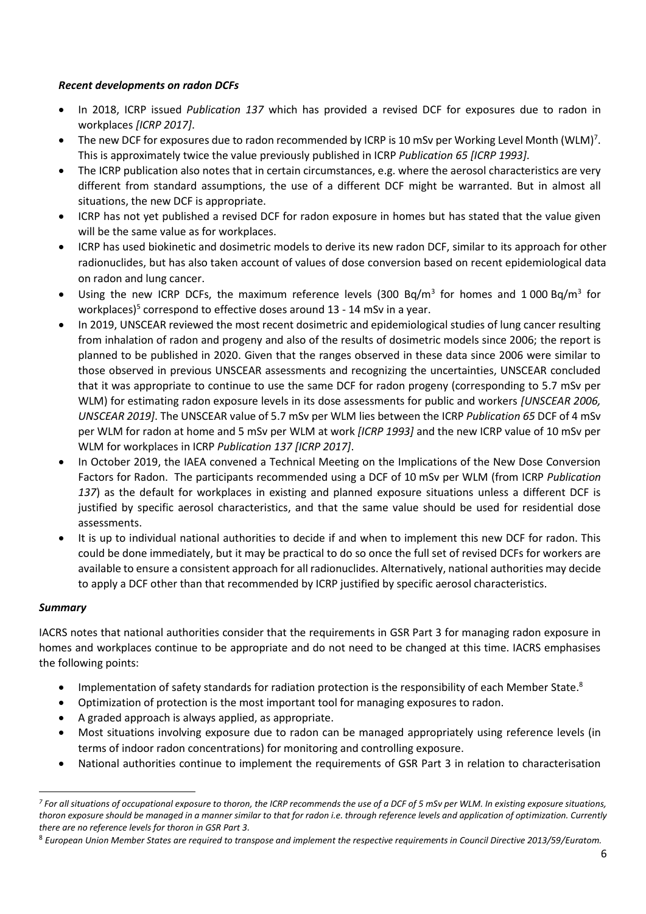### *Recent developments on radon DCFs*

- In 2018, ICRP issued *Publication 137* which has provided a revised DCF for exposures due to radon in workplaces *[ICRP 2017]*.
- The new DCF for exposures due to radon recommended by ICRP is 10 mSv per Working Level Month (WLM)[7]. This is approximately twice the value previously published in ICRP *Publication 65 [ICRP 1993]*.
- The ICRP publication also notes that in certain circumstances, e.g. where the aerosol characteristics are very different from standard assumptions, the use of a different DCF might be warranted. But in almost all situations, the new DCF is appropriate.
- ICRP has not yet published a revised DCF for radon exposure in homes but has stated that the value given will be the same value as for workplaces.
- ICRP has used biokinetic and dosimetric models to derive its new radon DCF, similar to its approach for other radionuclides, but has also taken account of values of dose conversion based on recent epidemiological data on radon and lung cancer.
- Using the new ICRP DCFs, the maximum reference levels (300 Bq/m$^3$ for homes and 1 000 Bq/m$^3$ for workplaces)[5] correspond to effective doses around 13 - 14 mSv in a year.
- In 2019, UNSCEAR reviewed the most recent dosimetric and epidemiological studies of lung cancer resulting from inhalation of radon and progeny and also of the results of dosimetric models since 2006; the report is planned to be published in 2020. Given that the ranges observed in these data since 2006 were similar to those observed in previous UNSCEAR assessments and recognizing the uncertainties, UNSCEAR concluded that it was appropriate to continue to use the same DCF for radon progeny (corresponding to 5.7 mSv per WLM) for estimating radon exposure levels in its dose assessments for public and workers *[UNSCEAR 2006, UNSCEAR 2019]*. The UNSCEAR value of 5.7 mSv per WLM lies between the ICRP *Publication 65* DCF of 4 mSv per WLM for radon at home and 5 mSv per WLM at work *[ICRP 1993]* and the new ICRP value of 10 mSv per WLM for workplaces in ICRP *Publication 137 [ICRP 2017]*.
- In October 2019, the IAEA convened a Technical Meeting on the Implications of the New Dose Conversion Factors for Radon. The participants recommended using a DCF of 10 mSv per WLM (from ICRP *Publication 137*) as the default for workplaces in existing and planned exposure situations unless a different DCF is justified by specific aerosol characteristics, and that the same value should be used for residential dose assessments.
- It is up to individual national authorities to decide if and when to implement this new DCF for radon. This could be done immediately, but it may be practical to do so once the full set of revised DCFs for workers are available to ensure a consistent approach for all radionuclides. Alternatively, national authorities may decide to apply a DCF other than that recommended by ICRP justified by specific aerosol characteristics.

### *Summary*

IACRS notes that national authorities consider that the requirements in GSR Part 3 for managing radon exposure in homes and workplaces continue to be appropriate and do not need to be changed at this time. IACRS emphasises the following points:

- Implementation of safety standards for radiation protection is the responsibility of each Member State.[8]
- Optimization of protection is the most important tool for managing exposures to radon.
- A graded approach is always applied, as appropriate.
- Most situations involving exposure due to radon can be managed appropriately using reference levels (in terms of indoor radon concentrations) for monitoring and controlling exposure.
- National authorities continue to implement the requirements of GSR Part 3 in relation to characterisation

---

*[7] For all situations of occupational exposure to thoron, the ICRP recommends the use of a DCF of 5 mSv per WLM. In existing exposure situations, thoron exposure should be managed in a manner similar to that for radon i.e. through reference levels and application of optimization. Currently there are no reference levels for thoron in GSR Part 3.*

[8] *European Union Member States are required to transpose and implement the respective requirements in Council Directive 2013/59/Euratom.*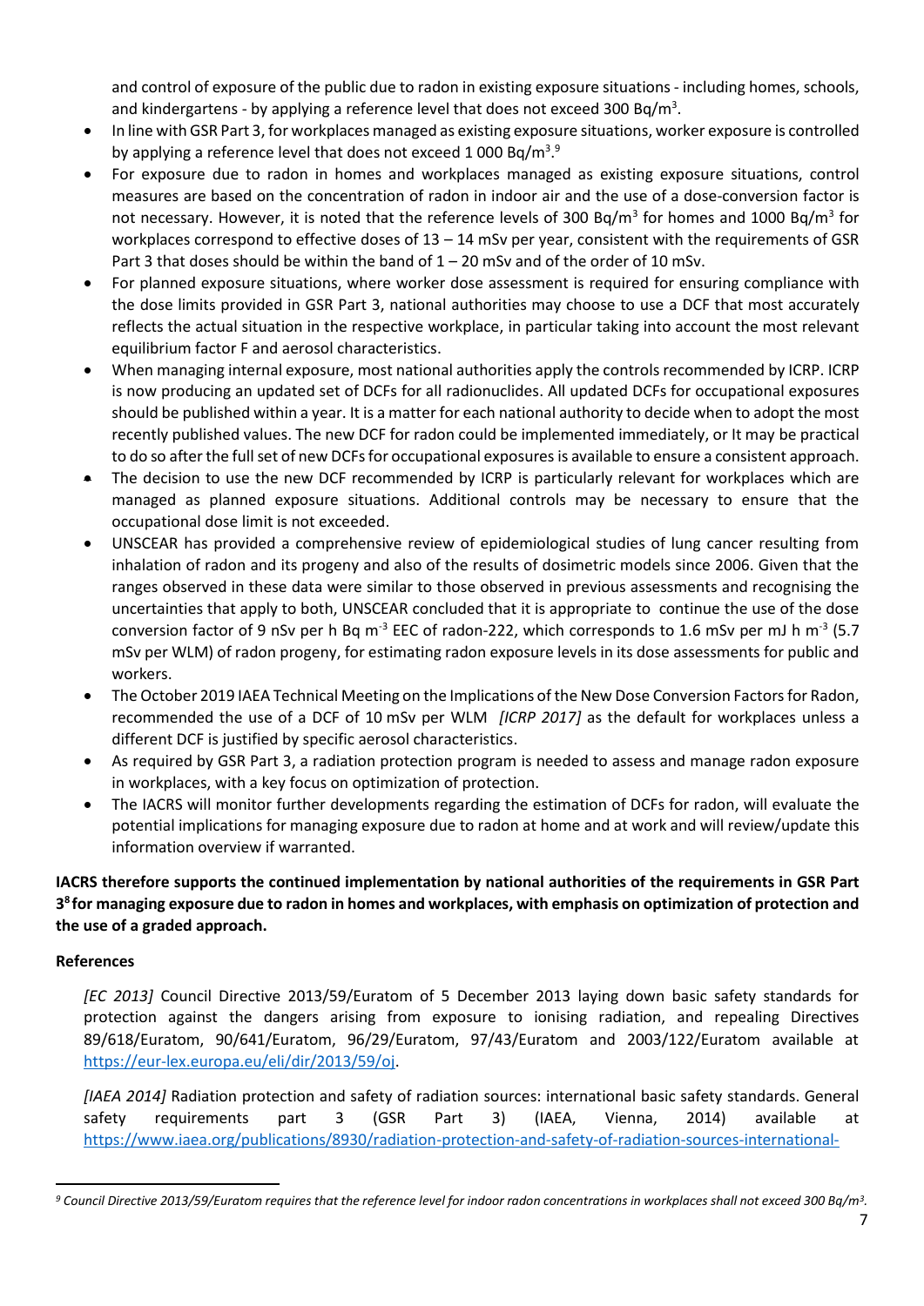and control of exposure of the public due to radon in existing exposure situations - including homes, schools, and kindergartens - by applying a reference level that does not exceed 300 Bq/m$^3$.

- In line with GSR Part 3, for workplaces managed as existing exposure situations, worker exposure is controlled by applying a reference level that does not exceed 1 000 Bq/m$^3$.[9]
- For exposure due to radon in homes and workplaces managed as existing exposure situations, control measures are based on the concentration of radon in indoor air and the use of a dose-conversion factor is not necessary. However, it is noted that the reference levels of 300 Bq/m$^3$ for homes and 1000 Bq/m$^3$ for workplaces correspond to effective doses of 13 – 14 mSv per year, consistent with the requirements of GSR Part 3 that doses should be within the band of 1 – 20 mSv and of the order of 10 mSv.
- For planned exposure situations, where worker dose assessment is required for ensuring compliance with the dose limits provided in GSR Part 3, national authorities may choose to use a DCF that most accurately reflects the actual situation in the respective workplace, in particular taking into account the most relevant equilibrium factor F and aerosol characteristics.
- When managing internal exposure, most national authorities apply the controls recommended by ICRP. ICRP is now producing an updated set of DCFs for all radionuclides. All updated DCFs for occupational exposures should be published within a year. It is a matter for each national authority to decide when to adopt the most recently published values. The new DCF for radon could be implemented immediately, or It may be practical to do so after the full set of new DCFs for occupational exposures is available to ensure a consistent approach.
- The decision to use the new DCF recommended by ICRP is particularly relevant for workplaces which are managed as planned exposure situations. Additional controls may be necessary to ensure that the occupational dose limit is not exceeded.
- UNSCEAR has provided a comprehensive review of epidemiological studies of lung cancer resulting from inhalation of radon and its progeny and also of the results of dosimetric models since 2006. Given that the ranges observed in these data were similar to those observed in previous assessments and recognising the uncertainties that apply to both, UNSCEAR concluded that it is appropriate to continue the use of the dose conversion factor of 9 nSv per h Bq m$^{-3}$ EEC of radon-222, which corresponds to 1.6 mSv per mJ h m$^{-3}$ (5.7 mSv per WLM) of radon progeny, for estimating radon exposure levels in its dose assessments for public and workers.
- The October 2019 IAEA Technical Meeting on the Implications of the New Dose Conversion Factors for Radon, recommended the use of a DCF of 10 mSv per WLM *[ICRP 2017]* as the default for workplaces unless a different DCF is justified by specific aerosol characteristics.
- As required by GSR Part 3, a radiation protection program is needed to assess and manage radon exposure in workplaces, with a key focus on optimization of protection.
- The IACRS will monitor further developments regarding the estimation of DCFs for radon, will evaluate the potential implications for managing exposure due to radon at home and at work and will review/update this information overview if warranted.

**IACRS therefore supports the continued implementation by national authorities of the requirements in GSR Part 3[8] for managing exposure due to radon in homes and workplaces, with emphasis on optimization of protection and the use of a graded approach.**

**References**

*[EC 2013]* Council Directive 2013/59/Euratom of 5 December 2013 laying down basic safety standards for protection against the dangers arising from exposure to ionising radiation, and repealing Directives 89/618/Euratom, 90/641/Euratom, 96/29/Euratom, 97/43/Euratom and 2003/122/Euratom available at https://eur-lex.europa.eu/eli/dir/2013/59/oj.

*[IAEA 2014]* Radiation protection and safety of radiation sources: international basic safety standards. General safety requirements part 3 (GSR Part 3) (IAEA, Vienna, 2014) available at https://www.iaea.org/publications/8930/radiation-protection-and-safety-of-radiation-sources-international-

[9] *Council Directive 2013/59/Euratom requires that the reference level for indoor radon concentrations in workplaces shall not exceed 300 Bq/m$^3$.*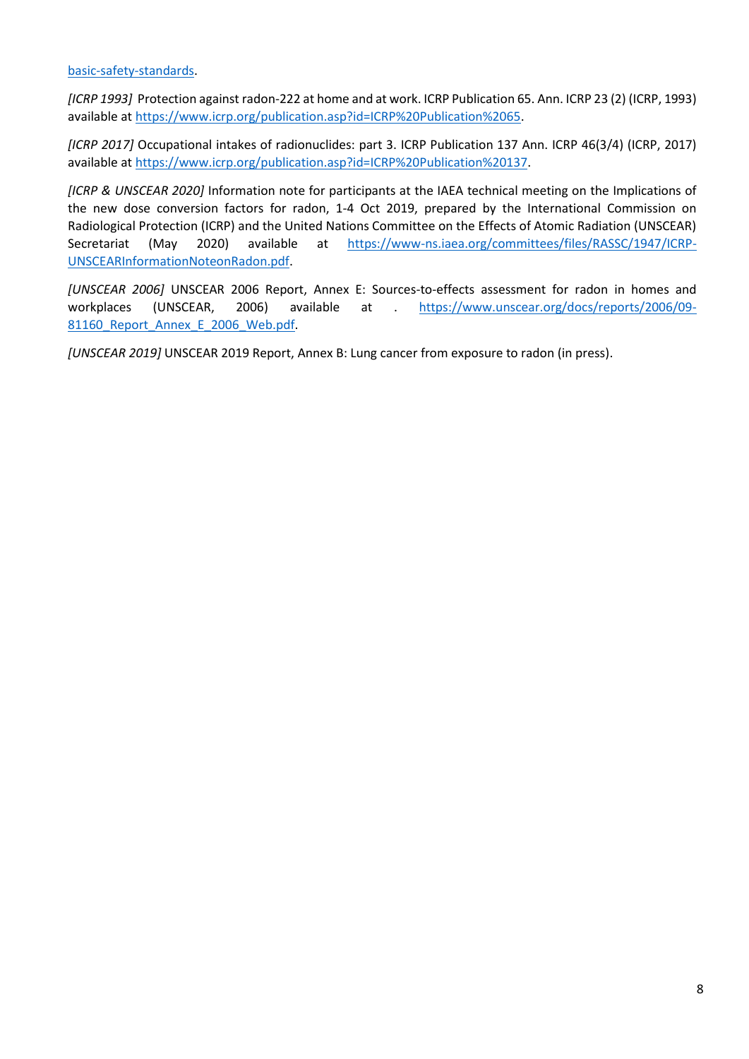basic-safety-standards.

*[ICRP 1993]* Protection against radon-222 at home and at work. ICRP Publication 65. Ann. ICRP 23 (2) (ICRP, 1993) available at https://www.icrp.org/publication.asp?id=ICRP%20Publication%2065.

*[ICRP 2017]* Occupational intakes of radionuclides: part 3. ICRP Publication 137 Ann. ICRP 46(3/4) (ICRP, 2017) available at https://www.icrp.org/publication.asp?id=ICRP%20Publication%20137.

*[ICRP & UNSCEAR 2020]* Information note for participants at the IAEA technical meeting on the Implications of the new dose conversion factors for radon, 1-4 Oct 2019, prepared by the International Commission on Radiological Protection (ICRP) and the United Nations Committee on the Effects of Atomic Radiation (UNSCEAR) Secretariat (May 2020) available at https://www-ns.iaea.org/committees/files/RASSC/1947/ICRP-UNSCEARInformationNoteonRadon.pdf.

*[UNSCEAR 2006]* UNSCEAR 2006 Report, Annex E: Sources-to-effects assessment for radon in homes and workplaces (UNSCEAR, 2006) available at . https://www.unscear.org/docs/reports/2006/09-81160_Report_Annex_E_2006_Web.pdf.

*[UNSCEAR 2019]* UNSCEAR 2019 Report, Annex B: Lung cancer from exposure to radon (in press).